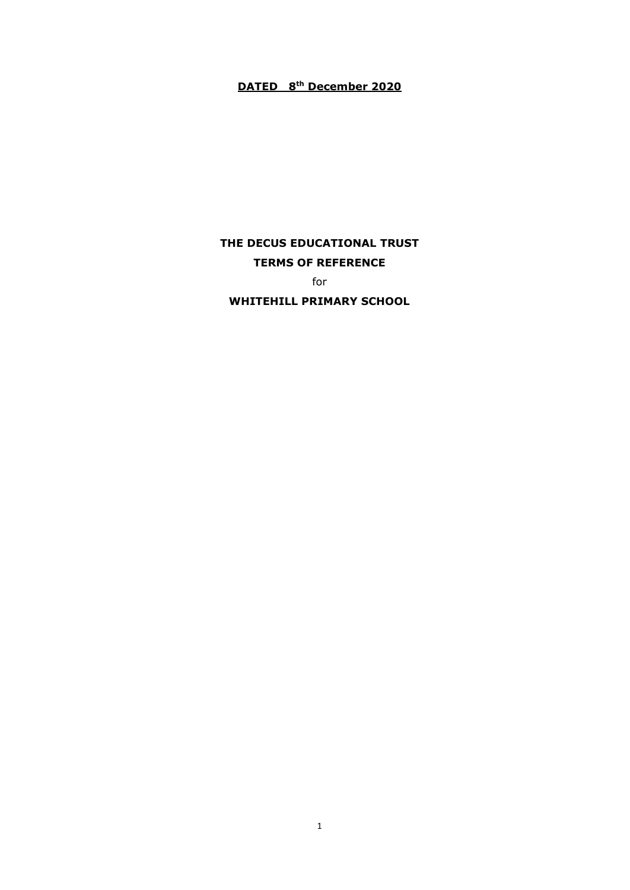**DATED 8th December 2020**

**THE DECUS EDUCATIONAL TRUST**

**TERMS OF REFERENCE**

for

**WHITEHILL PRIMARY SCHOOL**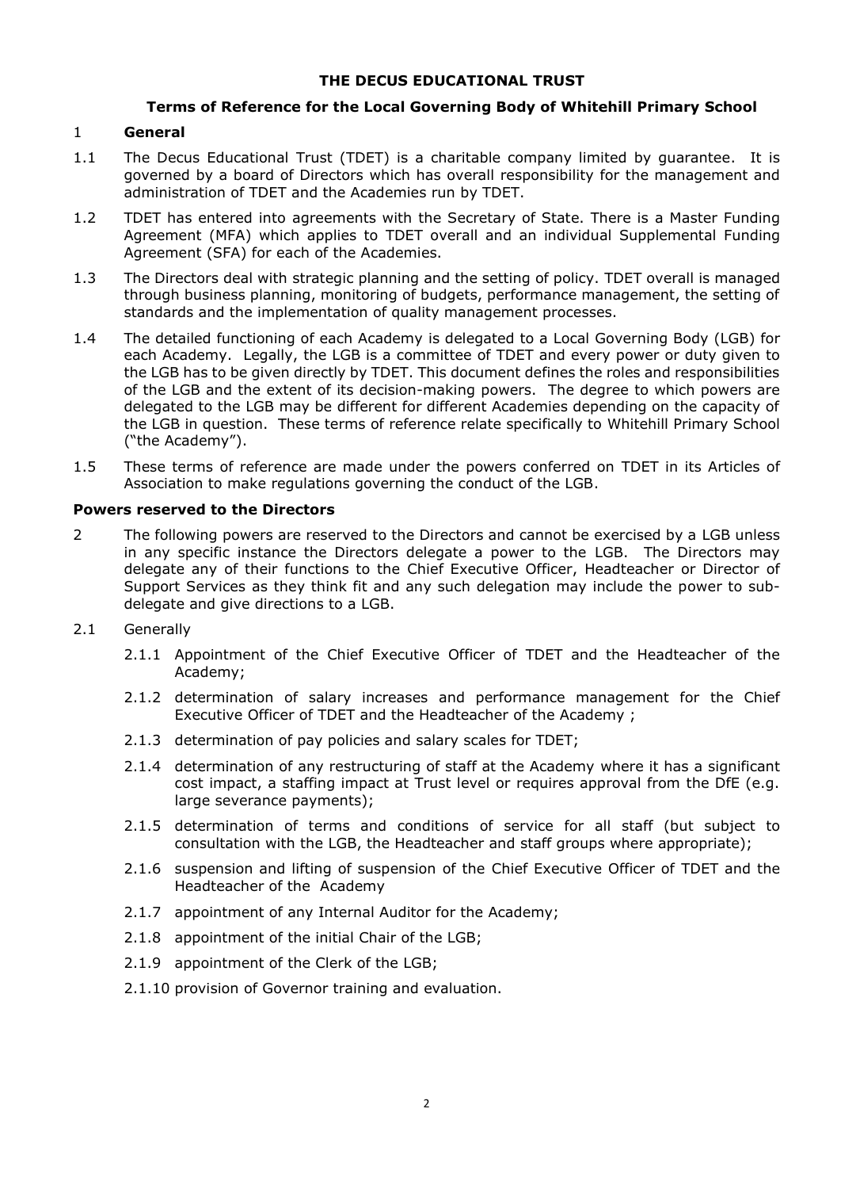**THE DECUS EDUCATIONAL TRUST**

**Terms of Reference for the Local Governing Body of Whitehill Primary School**

## 1 General

1.1 The Decus Educational Trust (TDET) is a charitable company limited by guarantee. It is governed by a board of Directors which has overall responsibility for the management and administration of TDET and the Academies run by TDET.

1.2 TDET has entered into agreements with the Secretary of State. There is a Master Funding Agreement (MFA) which applies to TDET overall and an individual Supplemental Funding Agreement (SFA) for each of the Academies.

1.3 The Directors deal with strategic planning and the setting of policy. TDET overall is managed through business planning, monitoring of budgets, performance management, the setting of standards and the implementation of quality management processes.

1.4 The detailed functioning of each Academy is delegated to a Local Governing Body (LGB) for each Academy. Legally, the LGB is a committee of TDET and every power or duty given to the LGB has to be given directly by TDET. This document defines the roles and responsibilities of the LGB and the extent of its decision-making powers. The degree to which powers are delegated to the LGB may be different for different Academies depending on the capacity of the LGB in question. These terms of reference relate specifically to Whitehill Primary School ("the Academy").

1.5 These terms of reference are made under the powers conferred on TDET in its Articles of Association to make regulations governing the conduct of the LGB.

**Powers reserved to the Directors**

2 The following powers are reserved to the Directors and cannot be exercised by a LGB unless in any specific instance the Directors delegate a power to the LGB. The Directors may delegate any of their functions to the Chief Executive Officer, Headteacher or Director of Support Services as they think fit and any such delegation may include the power to sub-delegate and give directions to a LGB.

2.1 Generally

2.1.1 Appointment of the Chief Executive Officer of TDET and the Headteacher of the Academy;

2.1.2 determination of salary increases and performance management for the Chief Executive Officer of TDET and the Headteacher of the Academy ;

2.1.3 determination of pay policies and salary scales for TDET;

2.1.4 determination of any restructuring of staff at the Academy where it has a significant cost impact, a staffing impact at Trust level or requires approval from the DfE (e.g. large severance payments);

2.1.5 determination of terms and conditions of service for all staff (but subject to consultation with the LGB, the Headteacher and staff groups where appropriate);

2.1.6 suspension and lifting of suspension of the Chief Executive Officer of TDET and the Headteacher of the Academy

2.1.7 appointment of any Internal Auditor for the Academy;

2.1.8 appointment of the initial Chair of the LGB;

2.1.9 appointment of the Clerk of the LGB;

2.1.10 provision of Governor training and evaluation.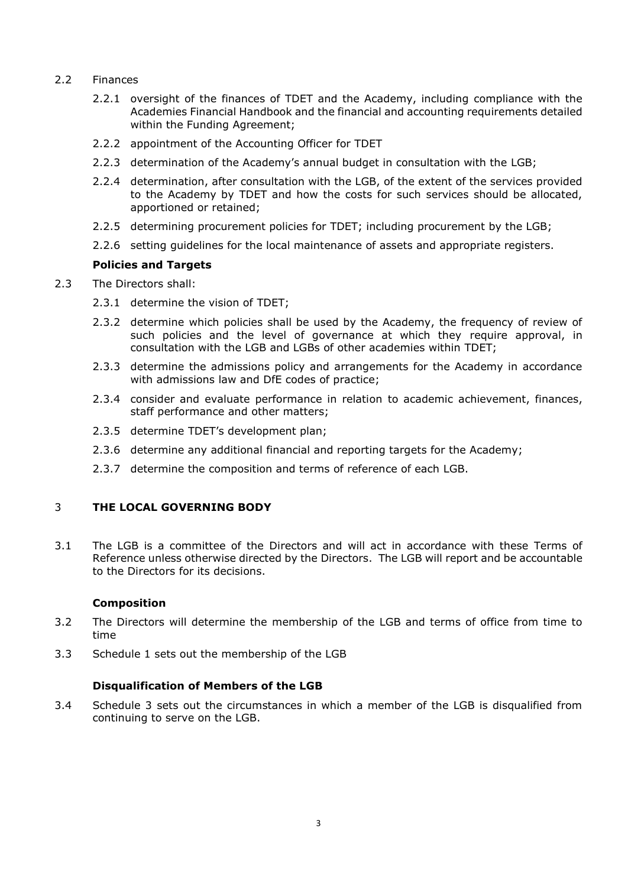2.2 Finances

2.2.1 oversight of the finances of TDET and the Academy, including compliance with the Academies Financial Handbook and the financial and accounting requirements detailed within the Funding Agreement;

2.2.2 appointment of the Accounting Officer for TDET

2.2.3 determination of the Academy's annual budget in consultation with the LGB;

2.2.4 determination, after consultation with the LGB, of the extent of the services provided to the Academy by TDET and how the costs for such services should be allocated, apportioned or retained;

2.2.5 determining procurement policies for TDET; including procurement by the LGB;

2.2.6 setting guidelines for the local maintenance of assets and appropriate registers.

**Policies and Targets**

2.3 The Directors shall:

2.3.1 determine the vision of TDET;

2.3.2 determine which policies shall be used by the Academy, the frequency of review of such policies and the level of governance at which they require approval, in consultation with the LGB and LGBs of other academies within TDET;

2.3.3 determine the admissions policy and arrangements for the Academy in accordance with admissions law and DfE codes of practice;

2.3.4 consider and evaluate performance in relation to academic achievement, finances, staff performance and other matters;

2.3.5 determine TDET's development plan;

2.3.6 determine any additional financial and reporting targets for the Academy;

2.3.7 determine the composition and terms of reference of each LGB.

## 3 THE LOCAL GOVERNING BODY

3.1 The LGB is a committee of the Directors and will act in accordance with these Terms of Reference unless otherwise directed by the Directors. The LGB will report and be accountable to the Directors for its decisions.

**Composition**

3.2 The Directors will determine the membership of the LGB and terms of office from time to time

3.3 Schedule 1 sets out the membership of the LGB

**Disqualification of Members of the LGB**

3.4 Schedule 3 sets out the circumstances in which a member of the LGB is disqualified from continuing to serve on the LGB.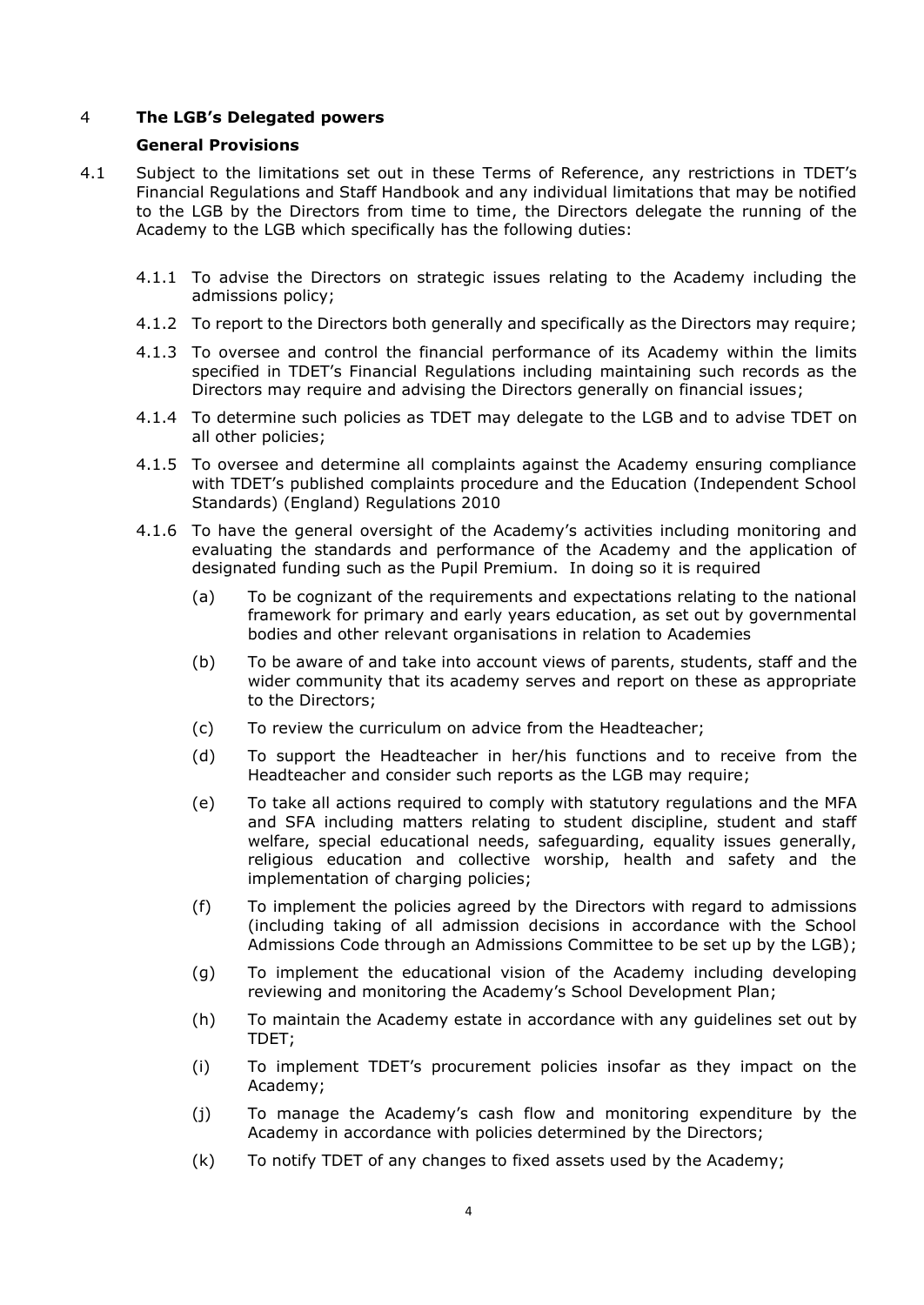## 4 The LGB's Delegated powers

### General Provisions

4.1 Subject to the limitations set out in these Terms of Reference, any restrictions in TDET's Financial Regulations and Staff Handbook and any individual limitations that may be notified to the LGB by the Directors from time to time, the Directors delegate the running of the Academy to the LGB which specifically has the following duties:

4.1.1 To advise the Directors on strategic issues relating to the Academy including the admissions policy;

4.1.2 To report to the Directors both generally and specifically as the Directors may require;

4.1.3 To oversee and control the financial performance of its Academy within the limits specified in TDET's Financial Regulations including maintaining such records as the Directors may require and advising the Directors generally on financial issues;

4.1.4 To determine such policies as TDET may delegate to the LGB and to advise TDET on all other policies;

4.1.5 To oversee and determine all complaints against the Academy ensuring compliance with TDET's published complaints procedure and the Education (Independent School Standards) (England) Regulations 2010

4.1.6 To have the general oversight of the Academy's activities including monitoring and evaluating the standards and performance of the Academy and the application of designated funding such as the Pupil Premium. In doing so it is required

(a) To be cognizant of the requirements and expectations relating to the national framework for primary and early years education, as set out by governmental bodies and other relevant organisations in relation to Academies

(b) To be aware of and take into account views of parents, students, staff and the wider community that its academy serves and report on these as appropriate to the Directors;

(c) To review the curriculum on advice from the Headteacher;

(d) To support the Headteacher in her/his functions and to receive from the Headteacher and consider such reports as the LGB may require;

(e) To take all actions required to comply with statutory regulations and the MFA and SFA including matters relating to student discipline, student and staff welfare, special educational needs, safeguarding, equality issues generally, religious education and collective worship, health and safety and the implementation of charging policies;

(f) To implement the policies agreed by the Directors with regard to admissions (including taking of all admission decisions in accordance with the School Admissions Code through an Admissions Committee to be set up by the LGB);

(g) To implement the educational vision of the Academy including developing reviewing and monitoring the Academy's School Development Plan;

(h) To maintain the Academy estate in accordance with any guidelines set out by TDET;

(i) To implement TDET's procurement policies insofar as they impact on the Academy;

(j) To manage the Academy's cash flow and monitoring expenditure by the Academy in accordance with policies determined by the Directors;

(k) To notify TDET of any changes to fixed assets used by the Academy;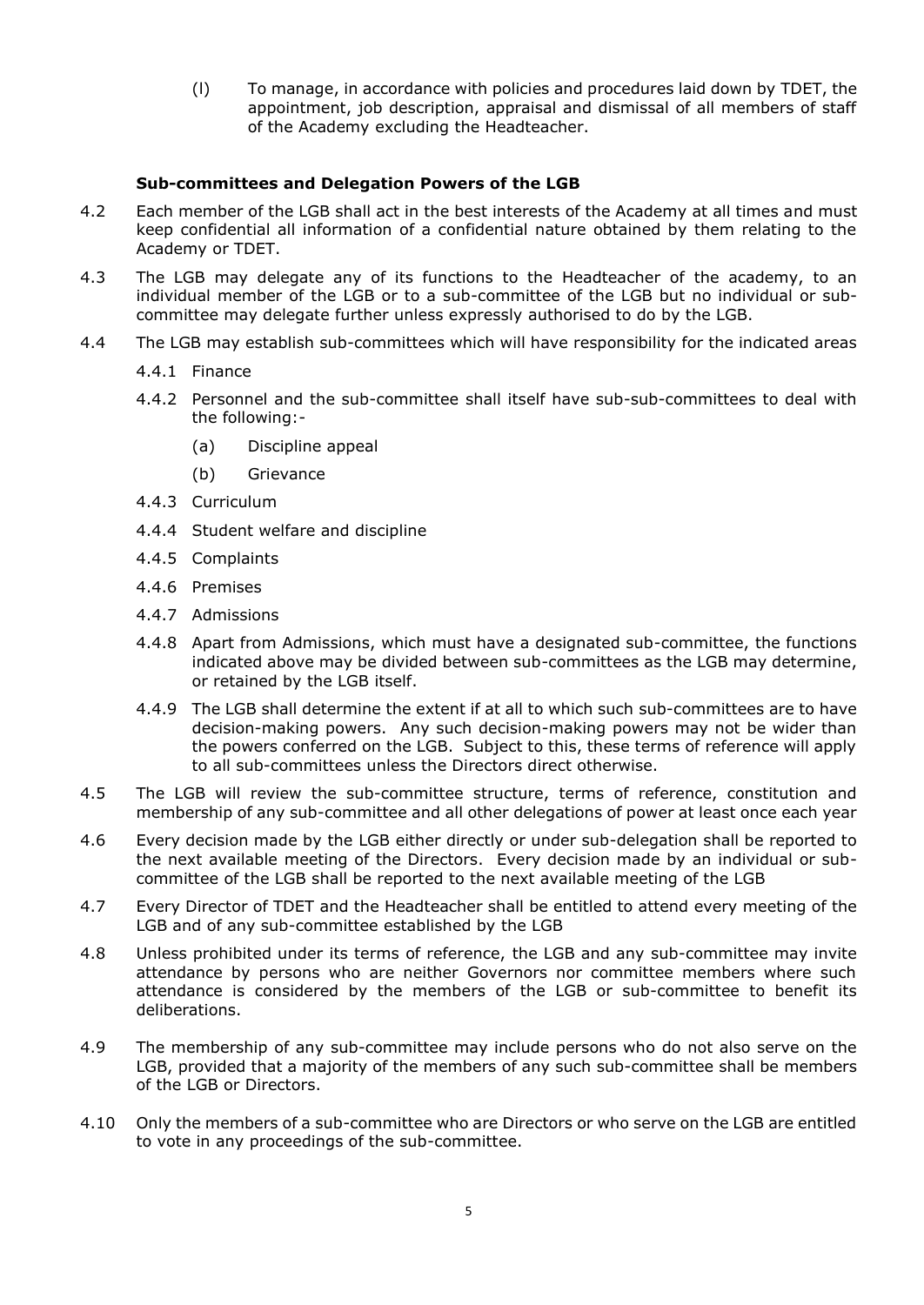(l) To manage, in accordance with policies and procedures laid down by TDET, the appointment, job description, appraisal and dismissal of all members of staff of the Academy excluding the Headteacher.

**Sub-committees and Delegation Powers of the LGB**

4.2 Each member of the LGB shall act in the best interests of the Academy at all times and must keep confidential all information of a confidential nature obtained by them relating to the Academy or TDET.

4.3 The LGB may delegate any of its functions to the Headteacher of the academy, to an individual member of the LGB or to a sub-committee of the LGB but no individual or sub-committee may delegate further unless expressly authorised to do by the LGB.

4.4 The LGB may establish sub-committees which will have responsibility for the indicated areas

4.4.1 Finance

4.4.2 Personnel and the sub-committee shall itself have sub-sub-committees to deal with the following:-

(a) Discipline appeal

(b) Grievance

4.4.3 Curriculum

4.4.4 Student welfare and discipline

4.4.5 Complaints

4.4.6 Premises

4.4.7 Admissions

4.4.8 Apart from Admissions, which must have a designated sub-committee, the functions indicated above may be divided between sub-committees as the LGB may determine, or retained by the LGB itself.

4.4.9 The LGB shall determine the extent if at all to which such sub-committees are to have decision-making powers. Any such decision-making powers may not be wider than the powers conferred on the LGB. Subject to this, these terms of reference will apply to all sub-committees unless the Directors direct otherwise.

4.5 The LGB will review the sub-committee structure, terms of reference, constitution and membership of any sub-committee and all other delegations of power at least once each year

4.6 Every decision made by the LGB either directly or under sub-delegation shall be reported to the next available meeting of the Directors. Every decision made by an individual or sub-committee of the LGB shall be reported to the next available meeting of the LGB

4.7 Every Director of TDET and the Headteacher shall be entitled to attend every meeting of the LGB and of any sub-committee established by the LGB

4.8 Unless prohibited under its terms of reference, the LGB and any sub-committee may invite attendance by persons who are neither Governors nor committee members where such attendance is considered by the members of the LGB or sub-committee to benefit its deliberations.

4.9 The membership of any sub-committee may include persons who do not also serve on the LGB, provided that a majority of the members of any such sub-committee shall be members of the LGB or Directors.

4.10 Only the members of a sub-committee who are Directors or who serve on the LGB are entitled to vote in any proceedings of the sub-committee.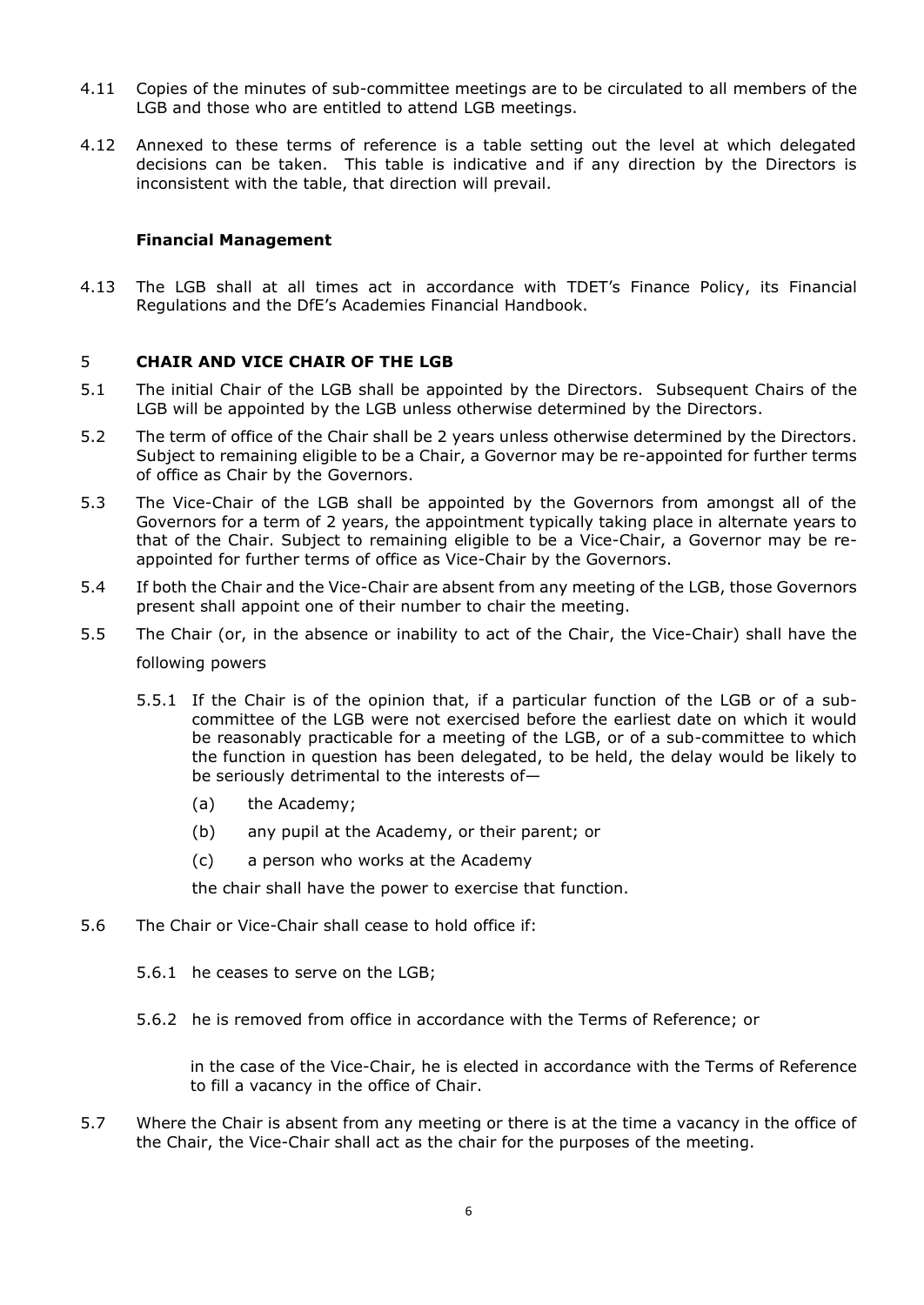4.11 Copies of the minutes of sub-committee meetings are to be circulated to all members of the LGB and those who are entitled to attend LGB meetings.

4.12 Annexed to these terms of reference is a table setting out the level at which delegated decisions can be taken. This table is indicative and if any direction by the Directors is inconsistent with the table, that direction will prevail.

**Financial Management**

4.13 The LGB shall at all times act in accordance with TDET's Finance Policy, its Financial Regulations and the DfE's Academies Financial Handbook.

## 5 CHAIR AND VICE CHAIR OF THE LGB

5.1 The initial Chair of the LGB shall be appointed by the Directors. Subsequent Chairs of the LGB will be appointed by the LGB unless otherwise determined by the Directors.

5.2 The term of office of the Chair shall be 2 years unless otherwise determined by the Directors. Subject to remaining eligible to be a Chair, a Governor may be re-appointed for further terms of office as Chair by the Governors.

5.3 The Vice-Chair of the LGB shall be appointed by the Governors from amongst all of the Governors for a term of 2 years, the appointment typically taking place in alternate years to that of the Chair. Subject to remaining eligible to be a Vice-Chair, a Governor may be re-appointed for further terms of office as Vice-Chair by the Governors.

5.4 If both the Chair and the Vice-Chair are absent from any meeting of the LGB, those Governors present shall appoint one of their number to chair the meeting.

5.5 The Chair (or, in the absence or inability to act of the Chair, the Vice-Chair) shall have the following powers

5.5.1 If the Chair is of the opinion that, if a particular function of the LGB or of a sub-committee of the LGB were not exercised before the earliest date on which it would be reasonably practicable for a meeting of the LGB, or of a sub-committee to which the function in question has been delegated, to be held, the delay would be likely to be seriously detrimental to the interests of—

(a) the Academy;

(b) any pupil at the Academy, or their parent; or

(c) a person who works at the Academy

the chair shall have the power to exercise that function.

5.6 The Chair or Vice-Chair shall cease to hold office if:

5.6.1 he ceases to serve on the LGB;

5.6.2 he is removed from office in accordance with the Terms of Reference; or

in the case of the Vice-Chair, he is elected in accordance with the Terms of Reference to fill a vacancy in the office of Chair.

5.7 Where the Chair is absent from any meeting or there is at the time a vacancy in the office of the Chair, the Vice-Chair shall act as the chair for the purposes of the meeting.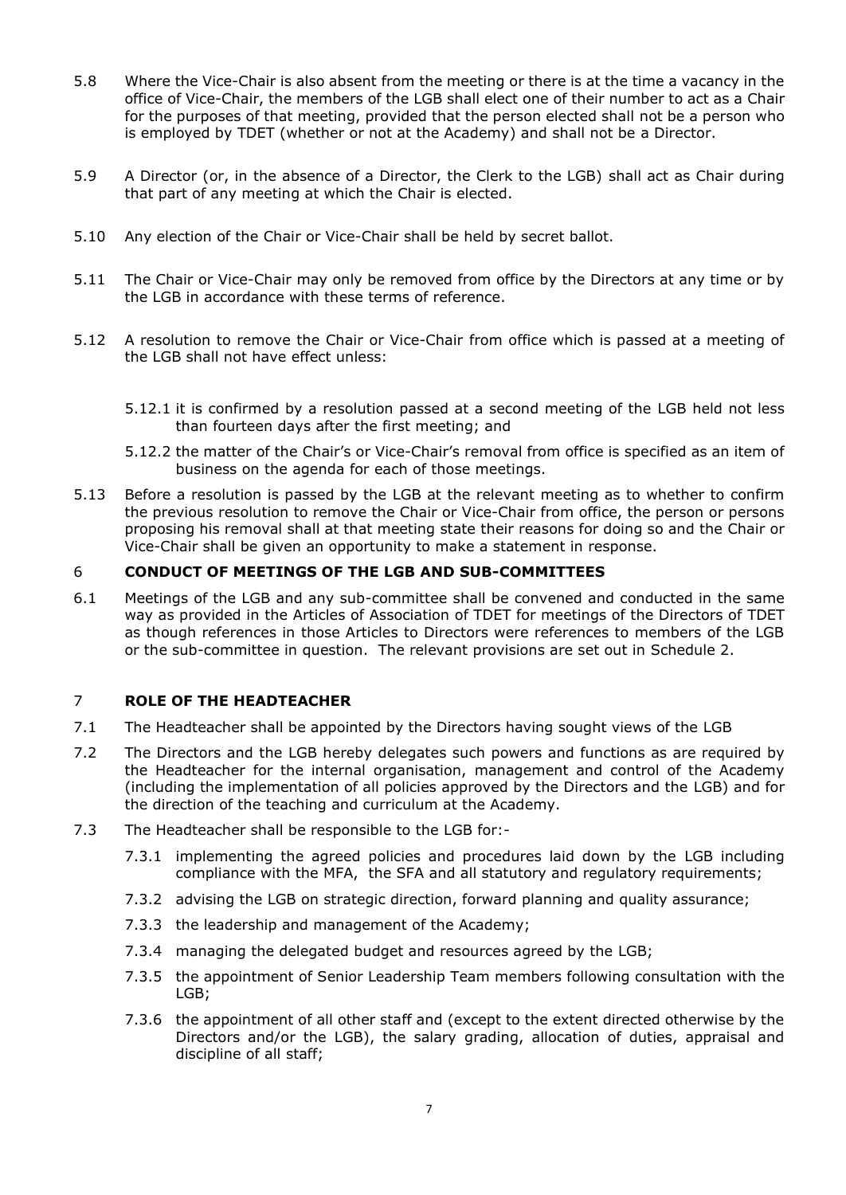5.8 Where the Vice-Chair is also absent from the meeting or there is at the time a vacancy in the office of Vice-Chair, the members of the LGB shall elect one of their number to act as a Chair for the purposes of that meeting, provided that the person elected shall not be a person who is employed by TDET (whether or not at the Academy) and shall not be a Director.

5.9 A Director (or, in the absence of a Director, the Clerk to the LGB) shall act as Chair during that part of any meeting at which the Chair is elected.

5.10 Any election of the Chair or Vice-Chair shall be held by secret ballot.

5.11 The Chair or Vice-Chair may only be removed from office by the Directors at any time or by the LGB in accordance with these terms of reference.

5.12 A resolution to remove the Chair or Vice-Chair from office which is passed at a meeting of the LGB shall not have effect unless:

5.12.1 it is confirmed by a resolution passed at a second meeting of the LGB held not less than fourteen days after the first meeting; and

5.12.2 the matter of the Chair's or Vice-Chair's removal from office is specified as an item of business on the agenda for each of those meetings.

5.13 Before a resolution is passed by the LGB at the relevant meeting as to whether to confirm the previous resolution to remove the Chair or Vice-Chair from office, the person or persons proposing his removal shall at that meeting state their reasons for doing so and the Chair or Vice-Chair shall be given an opportunity to make a statement in response.

## 6 CONDUCT OF MEETINGS OF THE LGB AND SUB-COMMITTEES

6.1 Meetings of the LGB and any sub-committee shall be convened and conducted in the same way as provided in the Articles of Association of TDET for meetings of the Directors of TDET as though references in those Articles to Directors were references to members of the LGB or the sub-committee in question. The relevant provisions are set out in Schedule 2.

## 7 ROLE OF THE HEADTEACHER

7.1 The Headteacher shall be appointed by the Directors having sought views of the LGB

7.2 The Directors and the LGB hereby delegates such powers and functions as are required by the Headteacher for the internal organisation, management and control of the Academy (including the implementation of all policies approved by the Directors and the LGB) and for the direction of the teaching and curriculum at the Academy.

7.3 The Headteacher shall be responsible to the LGB for:-

7.3.1 implementing the agreed policies and procedures laid down by the LGB including compliance with the MFA, the SFA and all statutory and regulatory requirements;

7.3.2 advising the LGB on strategic direction, forward planning and quality assurance;

7.3.3 the leadership and management of the Academy;

7.3.4 managing the delegated budget and resources agreed by the LGB;

7.3.5 the appointment of Senior Leadership Team members following consultation with the LGB;

7.3.6 the appointment of all other staff and (except to the extent directed otherwise by the Directors and/or the LGB), the salary grading, allocation of duties, appraisal and discipline of all staff;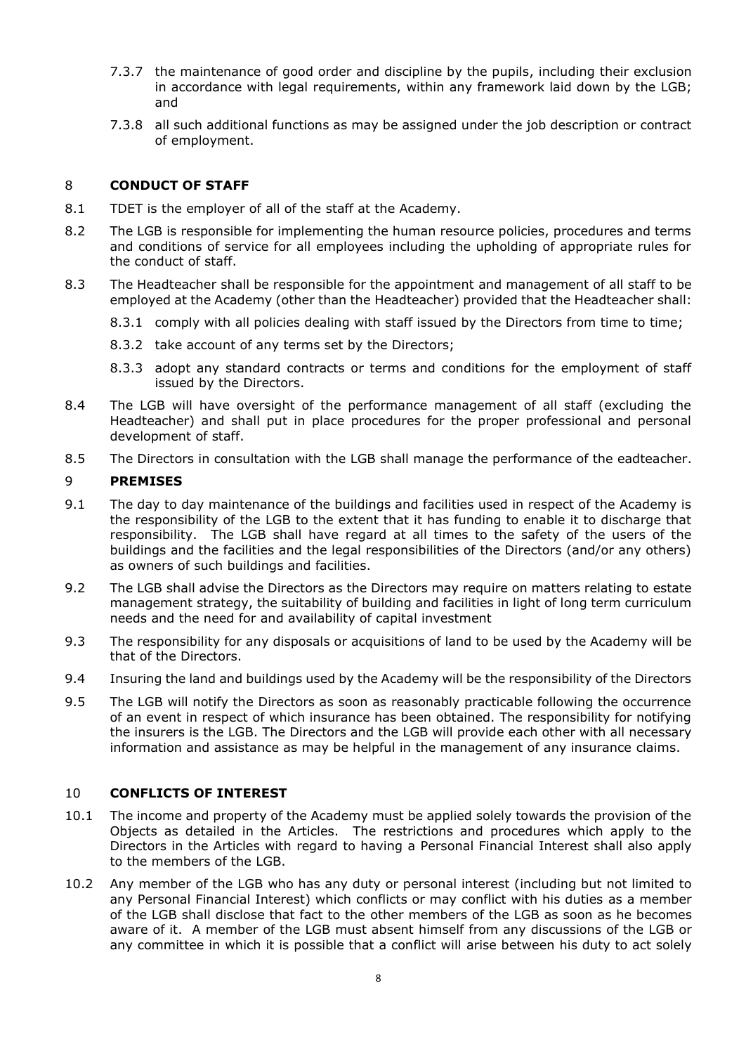7.3.7 the maintenance of good order and discipline by the pupils, including their exclusion in accordance with legal requirements, within any framework laid down by the LGB; and

7.3.8 all such additional functions as may be assigned under the job description or contract of employment.

## 8 CONDUCT OF STAFF

8.1 TDET is the employer of all of the staff at the Academy.

8.2 The LGB is responsible for implementing the human resource policies, procedures and terms and conditions of service for all employees including the upholding of appropriate rules for the conduct of staff.

8.3 The Headteacher shall be responsible for the appointment and management of all staff to be employed at the Academy (other than the Headteacher) provided that the Headteacher shall:

8.3.1 comply with all policies dealing with staff issued by the Directors from time to time;

8.3.2 take account of any terms set by the Directors;

8.3.3 adopt any standard contracts or terms and conditions for the employment of staff issued by the Directors.

8.4 The LGB will have oversight of the performance management of all staff (excluding the Headteacher) and shall put in place procedures for the proper professional and personal development of staff.

8.5 The Directors in consultation with the LGB shall manage the performance of the eadteacher.

## 9 PREMISES

9.1 The day to day maintenance of the buildings and facilities used in respect of the Academy is the responsibility of the LGB to the extent that it has funding to enable it to discharge that responsibility. The LGB shall have regard at all times to the safety of the users of the buildings and the facilities and the legal responsibilities of the Directors (and/or any others) as owners of such buildings and facilities.

9.2 The LGB shall advise the Directors as the Directors may require on matters relating to estate management strategy, the suitability of building and facilities in light of long term curriculum needs and the need for and availability of capital investment

9.3 The responsibility for any disposals or acquisitions of land to be used by the Academy will be that of the Directors.

9.4 Insuring the land and buildings used by the Academy will be the responsibility of the Directors

9.5 The LGB will notify the Directors as soon as reasonably practicable following the occurrence of an event in respect of which insurance has been obtained. The responsibility for notifying the insurers is the LGB. The Directors and the LGB will provide each other with all necessary information and assistance as may be helpful in the management of any insurance claims.

## 10 CONFLICTS OF INTEREST

10.1 The income and property of the Academy must be applied solely towards the provision of the Objects as detailed in the Articles. The restrictions and procedures which apply to the Directors in the Articles with regard to having a Personal Financial Interest shall also apply to the members of the LGB.

10.2 Any member of the LGB who has any duty or personal interest (including but not limited to any Personal Financial Interest) which conflicts or may conflict with his duties as a member of the LGB shall disclose that fact to the other members of the LGB as soon as he becomes aware of it. A member of the LGB must absent himself from any discussions of the LGB or any committee in which it is possible that a conflict will arise between his duty to act solely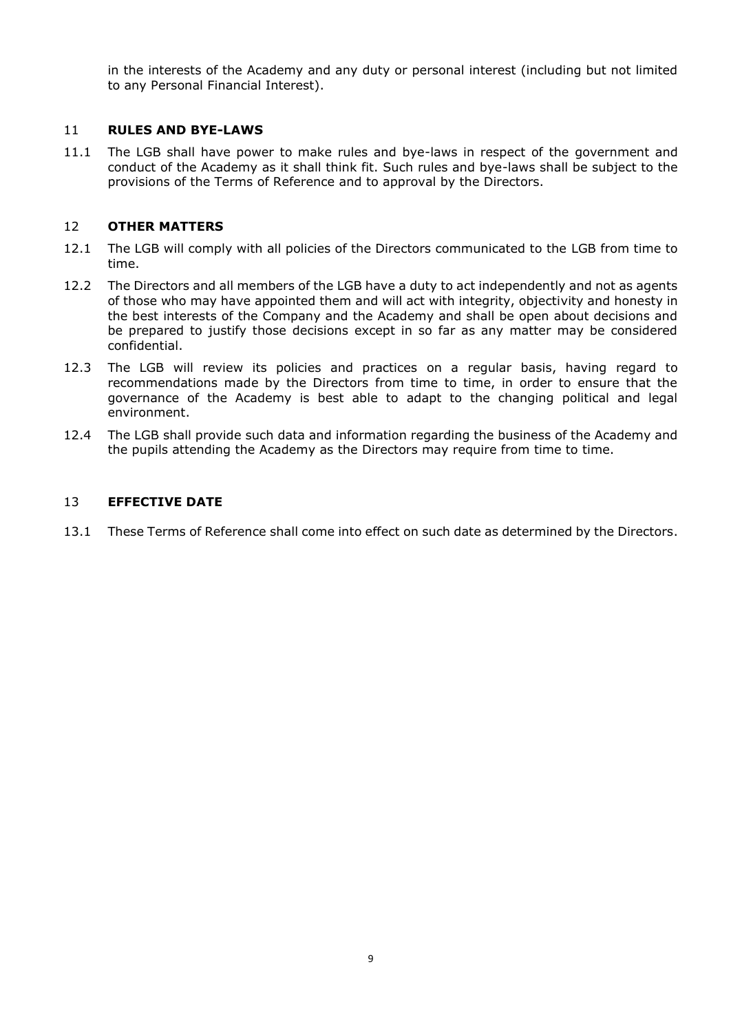in the interests of the Academy and any duty or personal interest (including but not limited to any Personal Financial Interest).

## 11 RULES AND BYE-LAWS

11.1 The LGB shall have power to make rules and bye-laws in respect of the government and conduct of the Academy as it shall think fit. Such rules and bye-laws shall be subject to the provisions of the Terms of Reference and to approval by the Directors.

## 12 OTHER MATTERS

12.1 The LGB will comply with all policies of the Directors communicated to the LGB from time to time.

12.2 The Directors and all members of the LGB have a duty to act independently and not as agents of those who may have appointed them and will act with integrity, objectivity and honesty in the best interests of the Company and the Academy and shall be open about decisions and be prepared to justify those decisions except in so far as any matter may be considered confidential.

12.3 The LGB will review its policies and practices on a regular basis, having regard to recommendations made by the Directors from time to time, in order to ensure that the governance of the Academy is best able to adapt to the changing political and legal environment.

12.4 The LGB shall provide such data and information regarding the business of the Academy and the pupils attending the Academy as the Directors may require from time to time.

## 13 EFFECTIVE DATE

13.1 These Terms of Reference shall come into effect on such date as determined by the Directors.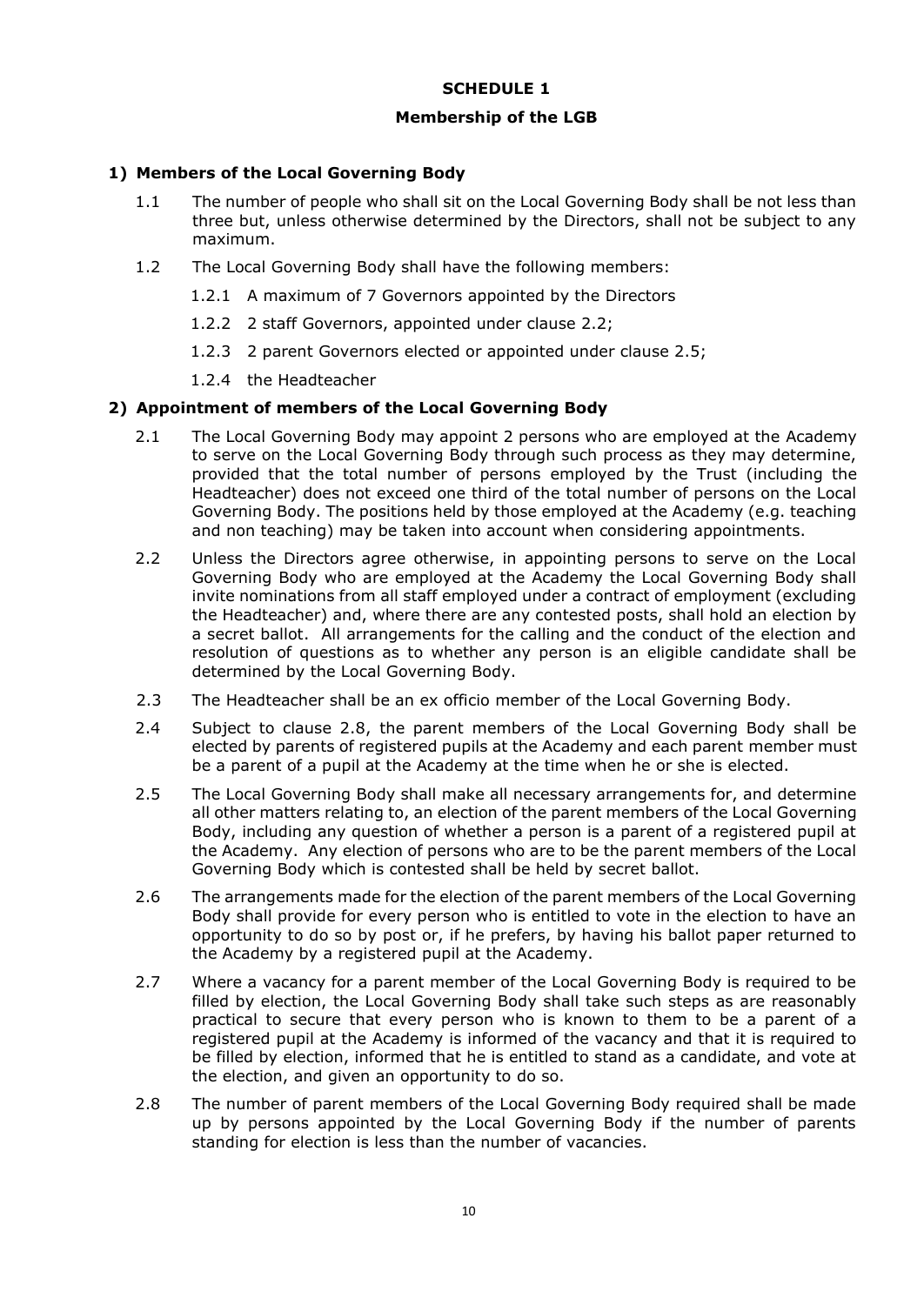# SCHEDULE 1

## Membership of the LGB

### 1) Members of the Local Governing Body

1.1 The number of people who shall sit on the Local Governing Body shall be not less than three but, unless otherwise determined by the Directors, shall not be subject to any maximum.

1.2 The Local Governing Body shall have the following members:

1.2.1 A maximum of 7 Governors appointed by the Directors

1.2.2 2 staff Governors, appointed under clause 2.2;

1.2.3 2 parent Governors elected or appointed under clause 2.5;

1.2.4 the Headteacher

### 2) Appointment of members of the Local Governing Body

2.1 The Local Governing Body may appoint 2 persons who are employed at the Academy to serve on the Local Governing Body through such process as they may determine, provided that the total number of persons employed by the Trust (including the Headteacher) does not exceed one third of the total number of persons on the Local Governing Body. The positions held by those employed at the Academy (e.g. teaching and non teaching) may be taken into account when considering appointments.

2.2 Unless the Directors agree otherwise, in appointing persons to serve on the Local Governing Body who are employed at the Academy the Local Governing Body shall invite nominations from all staff employed under a contract of employment (excluding the Headteacher) and, where there are any contested posts, shall hold an election by a secret ballot. All arrangements for the calling and the conduct of the election and resolution of questions as to whether any person is an eligible candidate shall be determined by the Local Governing Body.

2.3 The Headteacher shall be an ex officio member of the Local Governing Body.

2.4 Subject to clause 2.8, the parent members of the Local Governing Body shall be elected by parents of registered pupils at the Academy and each parent member must be a parent of a pupil at the Academy at the time when he or she is elected.

2.5 The Local Governing Body shall make all necessary arrangements for, and determine all other matters relating to, an election of the parent members of the Local Governing Body, including any question of whether a person is a parent of a registered pupil at the Academy. Any election of persons who are to be the parent members of the Local Governing Body which is contested shall be held by secret ballot.

2.6 The arrangements made for the election of the parent members of the Local Governing Body shall provide for every person who is entitled to vote in the election to have an opportunity to do so by post or, if he prefers, by having his ballot paper returned to the Academy by a registered pupil at the Academy.

2.7 Where a vacancy for a parent member of the Local Governing Body is required to be filled by election, the Local Governing Body shall take such steps as are reasonably practical to secure that every person who is known to them to be a parent of a registered pupil at the Academy is informed of the vacancy and that it is required to be filled by election, informed that he is entitled to stand as a candidate, and vote at the election, and given an opportunity to do so.

2.8 The number of parent members of the Local Governing Body required shall be made up by persons appointed by the Local Governing Body if the number of parents standing for election is less than the number of vacancies.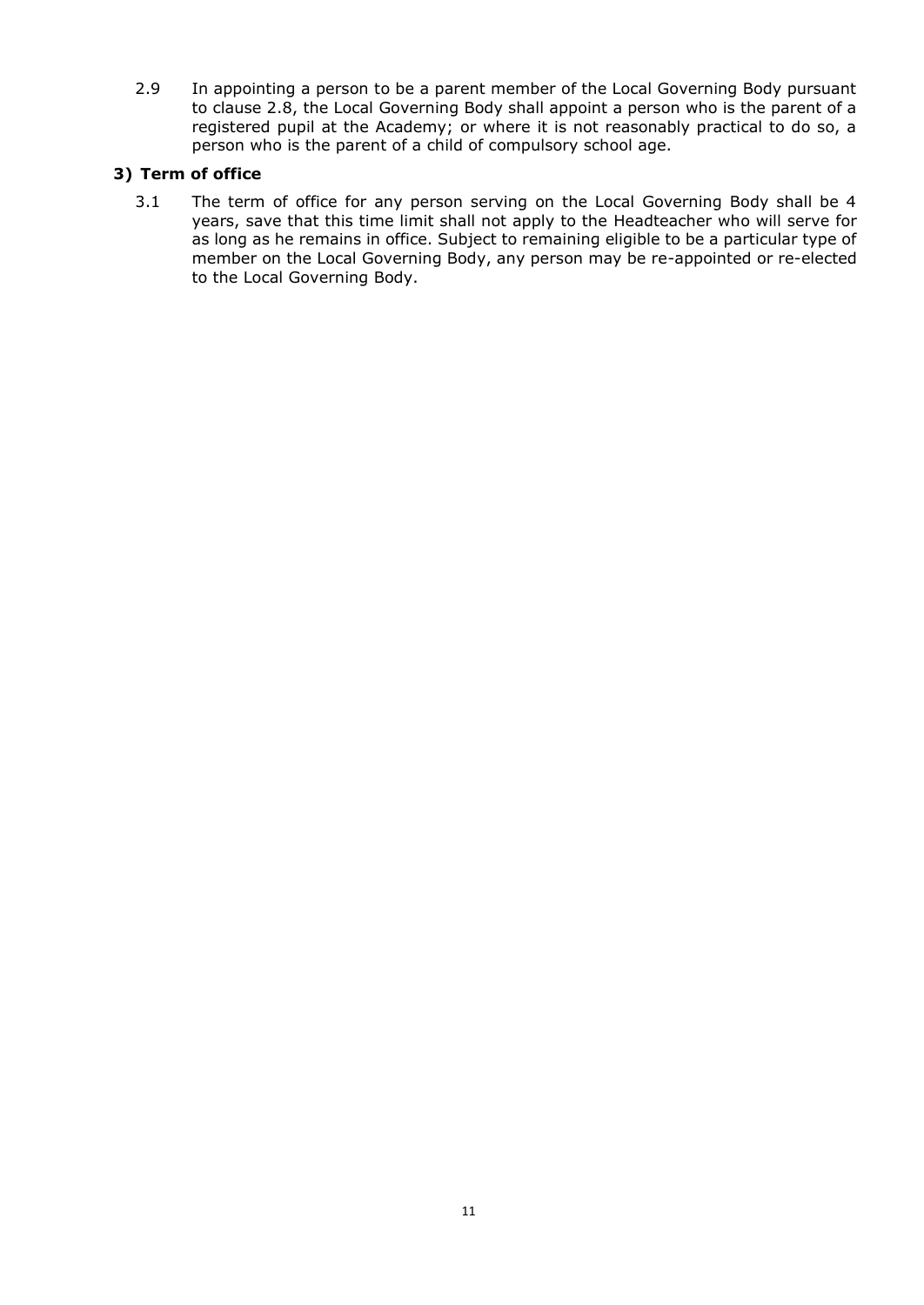2.9 In appointing a person to be a parent member of the Local Governing Body pursuant to clause 2.8, the Local Governing Body shall appoint a person who is the parent of a registered pupil at the Academy; or where it is not reasonably practical to do so, a person who is the parent of a child of compulsory school age.

### 3) Term of office

3.1 The term of office for any person serving on the Local Governing Body shall be 4 years, save that this time limit shall not apply to the Headteacher who will serve for as long as he remains in office. Subject to remaining eligible to be a particular type of member on the Local Governing Body, any person may be re-appointed or re-elected to the Local Governing Body.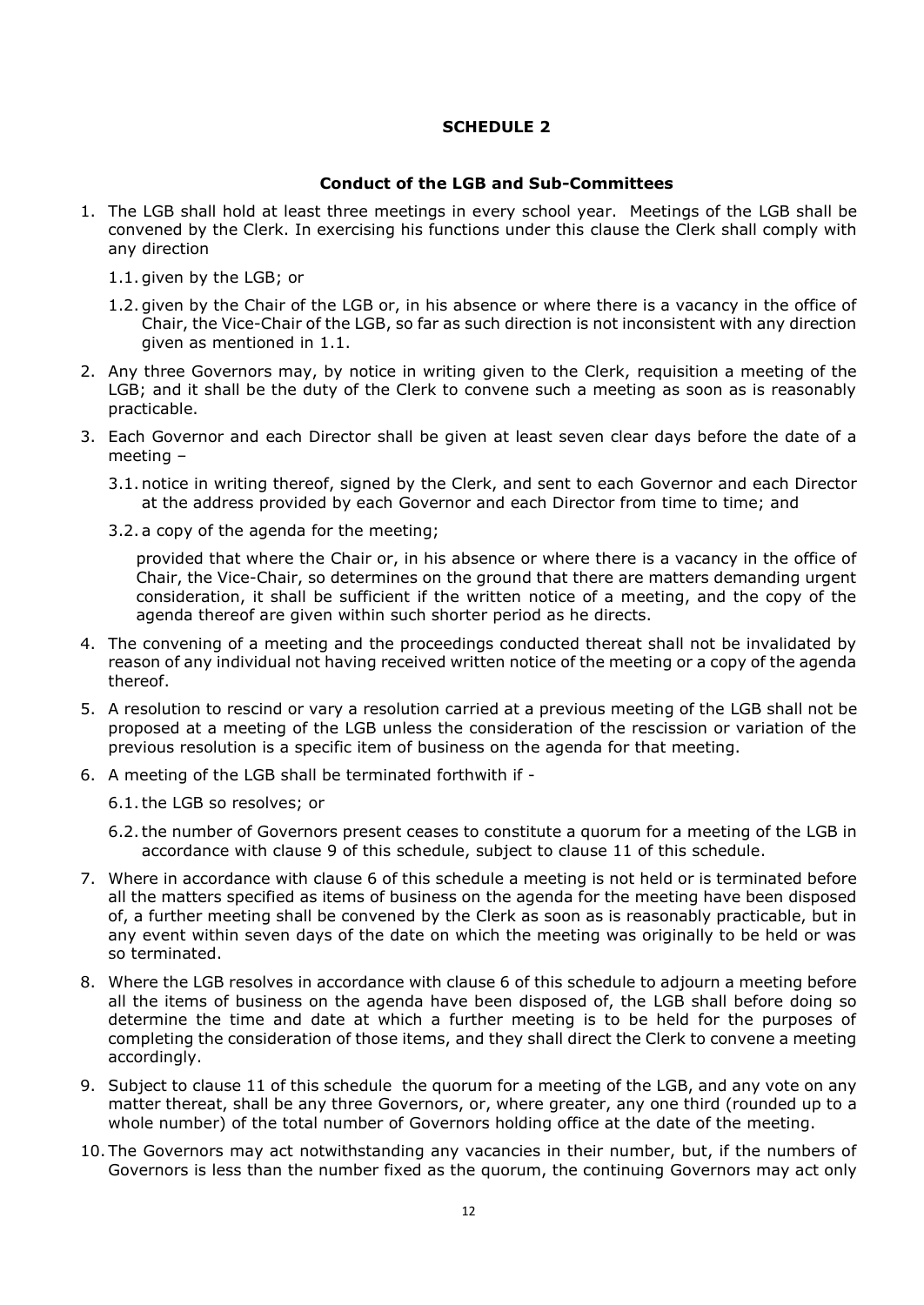## SCHEDULE 2

### Conduct of the LGB and Sub-Committees

1. The LGB shall hold at least three meetings in every school year. Meetings of the LGB shall be convened by the Clerk. In exercising his functions under this clause the Clerk shall comply with any direction

   1.1. given by the LGB; or

   1.2. given by the Chair of the LGB or, in his absence or where there is a vacancy in the office of Chair, the Vice-Chair of the LGB, so far as such direction is not inconsistent with any direction given as mentioned in 1.1.

2. Any three Governors may, by notice in writing given to the Clerk, requisition a meeting of the LGB; and it shall be the duty of the Clerk to convene such a meeting as soon as is reasonably practicable.

3. Each Governor and each Director shall be given at least seven clear days before the date of a meeting –

   3.1. notice in writing thereof, signed by the Clerk, and sent to each Governor and each Director at the address provided by each Governor and each Director from time to time; and

   3.2. a copy of the agenda for the meeting;

   provided that where the Chair or, in his absence or where there is a vacancy in the office of Chair, the Vice-Chair, so determines on the ground that there are matters demanding urgent consideration, it shall be sufficient if the written notice of a meeting, and the copy of the agenda thereof are given within such shorter period as he directs.

4. The convening of a meeting and the proceedings conducted thereat shall not be invalidated by reason of any individual not having received written notice of the meeting or a copy of the agenda thereof.

5. A resolution to rescind or vary a resolution carried at a previous meeting of the LGB shall not be proposed at a meeting of the LGB unless the consideration of the rescission or variation of the previous resolution is a specific item of business on the agenda for that meeting.

6. A meeting of the LGB shall be terminated forthwith if -

   6.1. the LGB so resolves; or

   6.2. the number of Governors present ceases to constitute a quorum for a meeting of the LGB in accordance with clause 9 of this schedule, subject to clause 11 of this schedule.

7. Where in accordance with clause 6 of this schedule a meeting is not held or is terminated before all the matters specified as items of business on the agenda for the meeting have been disposed of, a further meeting shall be convened by the Clerk as soon as is reasonably practicable, but in any event within seven days of the date on which the meeting was originally to be held or was so terminated.

8. Where the LGB resolves in accordance with clause 6 of this schedule to adjourn a meeting before all the items of business on the agenda have been disposed of, the LGB shall before doing so determine the time and date at which a further meeting is to be held for the purposes of completing the consideration of those items, and they shall direct the Clerk to convene a meeting accordingly.

9. Subject to clause 11 of this schedule the quorum for a meeting of the LGB, and any vote on any matter thereat, shall be any three Governors, or, where greater, any one third (rounded up to a whole number) of the total number of Governors holding office at the date of the meeting.

10. The Governors may act notwithstanding any vacancies in their number, but, if the numbers of Governors is less than the number fixed as the quorum, the continuing Governors may act only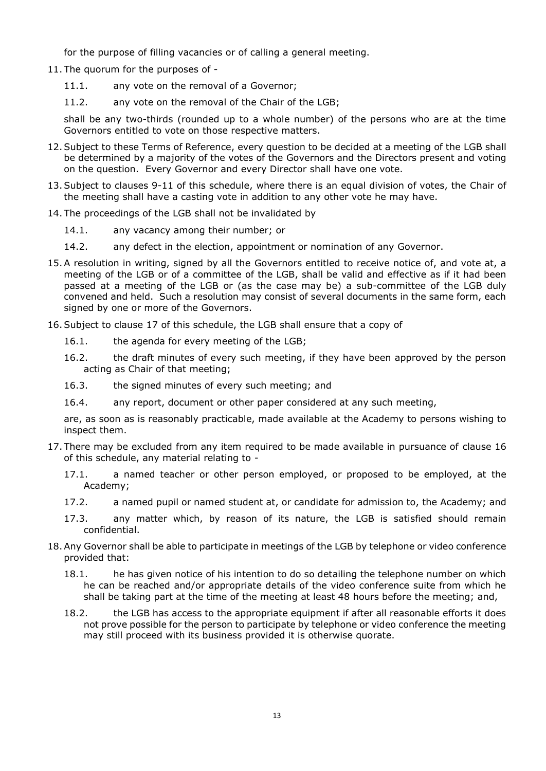for the purpose of filling vacancies or of calling a general meeting.

11. The quorum for the purposes of -

    11.1. any vote on the removal of a Governor;

    11.2. any vote on the removal of the Chair of the LGB;

    shall be any two-thirds (rounded up to a whole number) of the persons who are at the time Governors entitled to vote on those respective matters.

12. Subject to these Terms of Reference, every question to be decided at a meeting of the LGB shall be determined by a majority of the votes of the Governors and the Directors present and voting on the question. Every Governor and every Director shall have one vote.

13. Subject to clauses 9-11 of this schedule, where there is an equal division of votes, the Chair of the meeting shall have a casting vote in addition to any other vote he may have.

14. The proceedings of the LGB shall not be invalidated by

    14.1. any vacancy among their number; or

    14.2. any defect in the election, appointment or nomination of any Governor.

15. A resolution in writing, signed by all the Governors entitled to receive notice of, and vote at, a meeting of the LGB or of a committee of the LGB, shall be valid and effective as if it had been passed at a meeting of the LGB or (as the case may be) a sub-committee of the LGB duly convened and held. Such a resolution may consist of several documents in the same form, each signed by one or more of the Governors.

16. Subject to clause 17 of this schedule, the LGB shall ensure that a copy of

    16.1. the agenda for every meeting of the LGB;

    16.2. the draft minutes of every such meeting, if they have been approved by the person acting as Chair of that meeting;

    16.3. the signed minutes of every such meeting; and

    16.4. any report, document or other paper considered at any such meeting,

    are, as soon as is reasonably practicable, made available at the Academy to persons wishing to inspect them.

17. There may be excluded from any item required to be made available in pursuance of clause 16 of this schedule, any material relating to -

    17.1. a named teacher or other person employed, or proposed to be employed, at the Academy;

    17.2. a named pupil or named student at, or candidate for admission to, the Academy; and

    17.3. any matter which, by reason of its nature, the LGB is satisfied should remain confidential.

18. Any Governor shall be able to participate in meetings of the LGB by telephone or video conference provided that:

    18.1. he has given notice of his intention to do so detailing the telephone number on which he can be reached and/or appropriate details of the video conference suite from which he shall be taking part at the time of the meeting at least 48 hours before the meeting; and,

    18.2. the LGB has access to the appropriate equipment if after all reasonable efforts it does not prove possible for the person to participate by telephone or video conference the meeting may still proceed with its business provided it is otherwise quorate.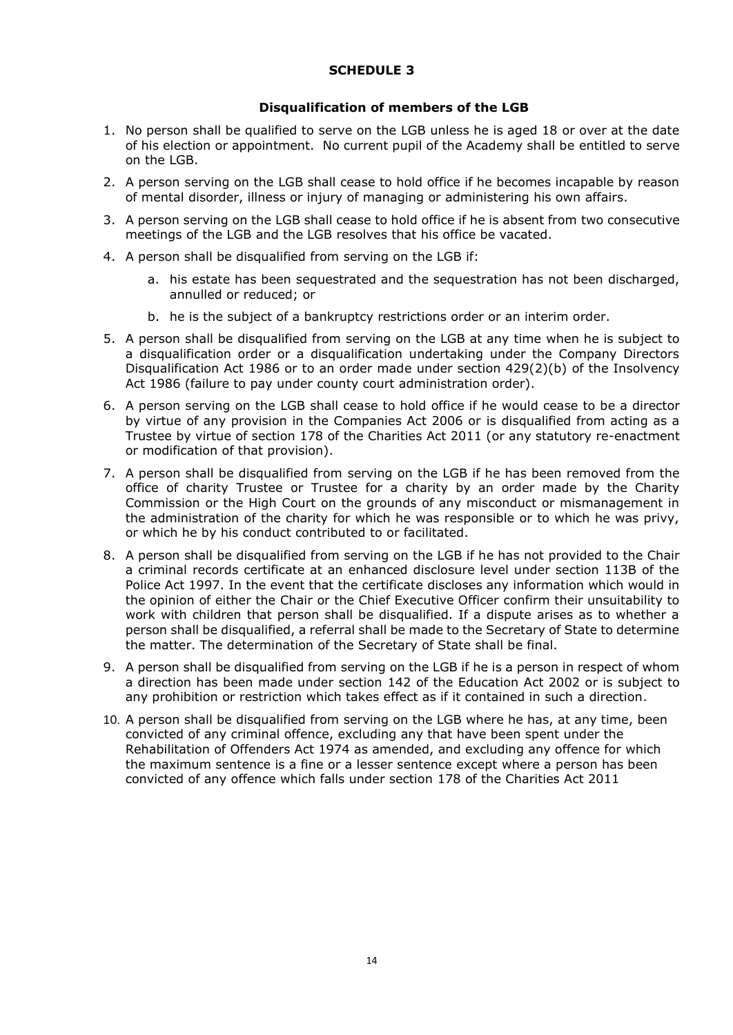# SCHEDULE 3

## Disqualification of members of the LGB

1. No person shall be qualified to serve on the LGB unless he is aged 18 or over at the date of his election or appointment. No current pupil of the Academy shall be entitled to serve on the LGB.
2. A person serving on the LGB shall cease to hold office if he becomes incapable by reason of mental disorder, illness or injury of managing or administering his own affairs.
3. A person serving on the LGB shall cease to hold office if he is absent from two consecutive meetings of the LGB and the LGB resolves that his office be vacated.
4. A person shall be disqualified from serving on the LGB if:
    a. his estate has been sequestrated and the sequestration has not been discharged, annulled or reduced; or
    b. he is the subject of a bankruptcy restrictions order or an interim order.
5. A person shall be disqualified from serving on the LGB at any time when he is subject to a disqualification order or a disqualification undertaking under the Company Directors Disqualification Act 1986 or to an order made under section 429(2)(b) of the Insolvency Act 1986 (failure to pay under county court administration order).
6. A person serving on the LGB shall cease to hold office if he would cease to be a director by virtue of any provision in the Companies Act 2006 or is disqualified from acting as a Trustee by virtue of section 178 of the Charities Act 2011 (or any statutory re-enactment or modification of that provision).
7. A person shall be disqualified from serving on the LGB if he has been removed from the office of charity Trustee or Trustee for a charity by an order made by the Charity Commission or the High Court on the grounds of any misconduct or mismanagement in the administration of the charity for which he was responsible or to which he was privy, or which he by his conduct contributed to or facilitated.
8. A person shall be disqualified from serving on the LGB if he has not provided to the Chair a criminal records certificate at an enhanced disclosure level under section 113B of the Police Act 1997. In the event that the certificate discloses any information which would in the opinion of either the Chair or the Chief Executive Officer confirm their unsuitability to work with children that person shall be disqualified. If a dispute arises as to whether a person shall be disqualified, a referral shall be made to the Secretary of State to determine the matter. The determination of the Secretary of State shall be final.
9. A person shall be disqualified from serving on the LGB if he is a person in respect of whom a direction has been made under section 142 of the Education Act 2002 or is subject to any prohibition or restriction which takes effect as if it contained in such a direction.
10. A person shall be disqualified from serving on the LGB where he has, at any time, been convicted of any criminal offence, excluding any that have been spent under the Rehabilitation of Offenders Act 1974 as amended, and excluding any offence for which the maximum sentence is a fine or a lesser sentence except where a person has been convicted of any offence which falls under section 178 of the Charities Act 2011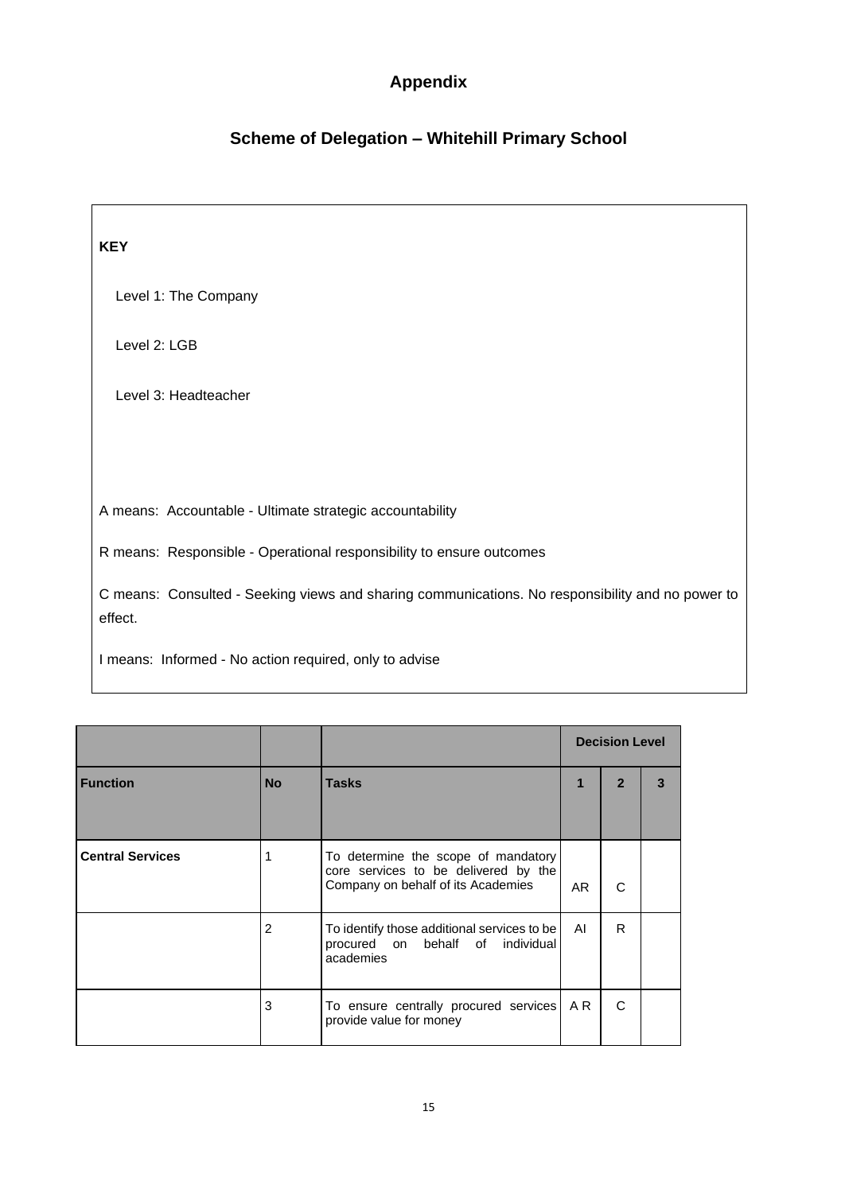# Appendix

## Scheme of Delegation – Whitehill Primary School

**KEY**

Level 1: The Company

Level 2: LGB

Level 3: Headteacher

A means: Accountable - Ultimate strategic accountability

R means: Responsible - Operational responsibility to ensure outcomes

C means: Consulted - Seeking views and sharing communications. No responsibility and no power to effect.

I means: Informed - No action required, only to advise

| | | | Decision Level | | |
|---|---|---|---|---|---|
| **Function** | **No** | **Tasks** | **1** | **2** | **3** |
| **Central Services** | 1 | To determine the scope of mandatory core services to be delivered by the Company on behalf of its Academies | AR | C | |
| | 2 | To identify those additional services to be procured on behalf of individual academies | AI | R | |
| | 3 | To ensure centrally procured services provide value for money | A R | C | |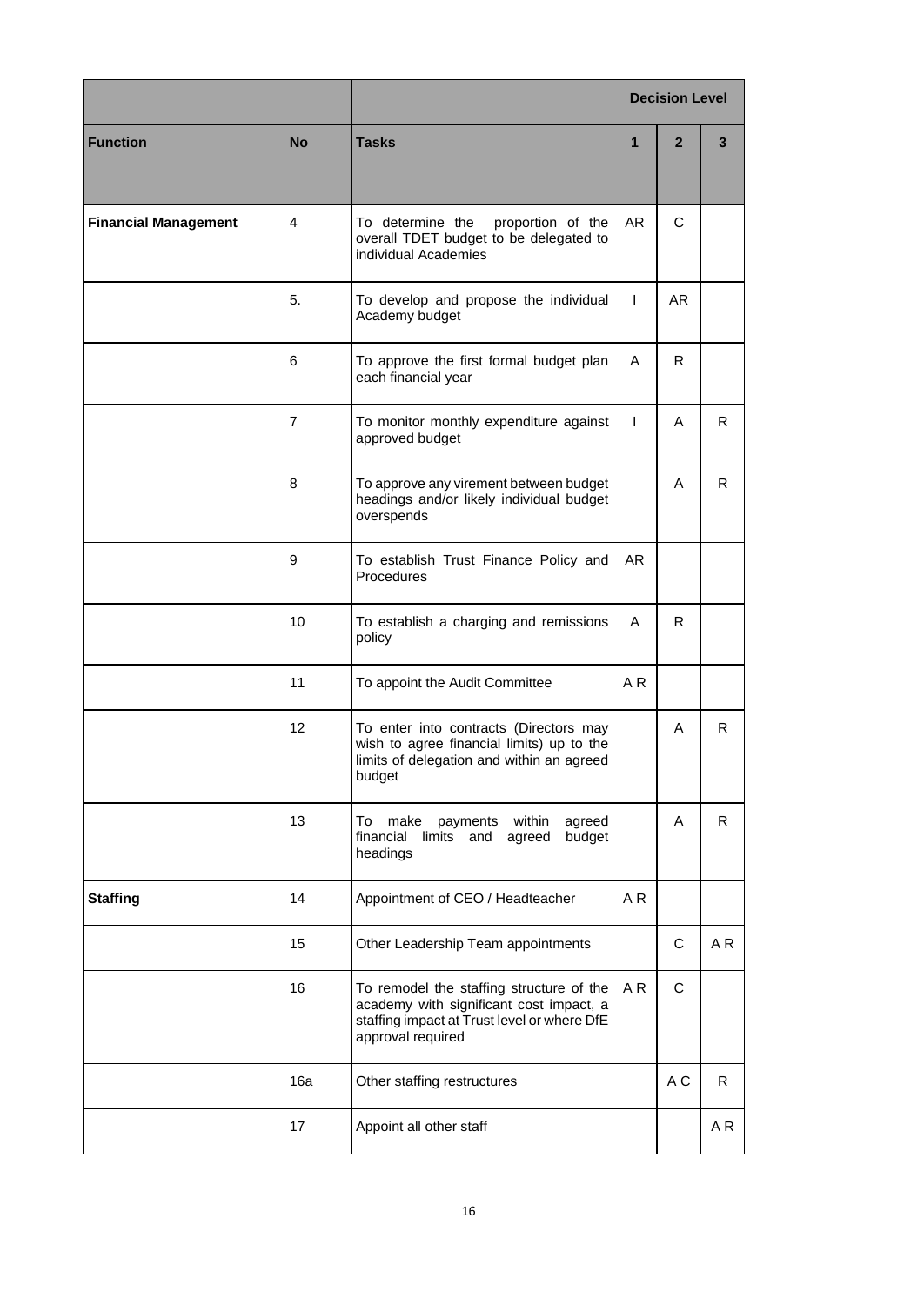| | | | Decision Level | | |
|---|---|---|---|---|---|
| **Function** | **No** | **Tasks** | **1** | **2** | **3** |
| **Financial Management** | 4 | To determine the proportion of the overall TDET budget to be delegated to individual Academies | AR | C | |
| | 5. | To develop and propose the individual Academy budget | I | AR | |
| | 6 | To approve the first formal budget plan each financial year | A | R | |
| | 7 | To monitor monthly expenditure against approved budget | I | A | R |
| | 8 | To approve any virement between budget headings and/or likely individual budget overspends | | A | R |
| | 9 | To establish Trust Finance Policy and Procedures | AR | | |
| | 10 | To establish a charging and remissions policy | A | R | |
| | 11 | To appoint the Audit Committee | A R | | |
| | 12 | To enter into contracts (Directors may wish to agree financial limits) up to the limits of delegation and within an agreed budget | | A | R |
| | 13 | To make payments within agreed financial limits and agreed budget headings | | A | R |
| **Staffing** | 14 | Appointment of CEO / Headteacher | A R | | |
| | 15 | Other Leadership Team appointments | | C | A R |
| | 16 | To remodel the staffing structure of the academy with significant cost impact, a staffing impact at Trust level or where DfE approval required | A R | C | |
| | 16a | Other staffing restructures | | A C | R |
| | 17 | Appoint all other staff | | | A R |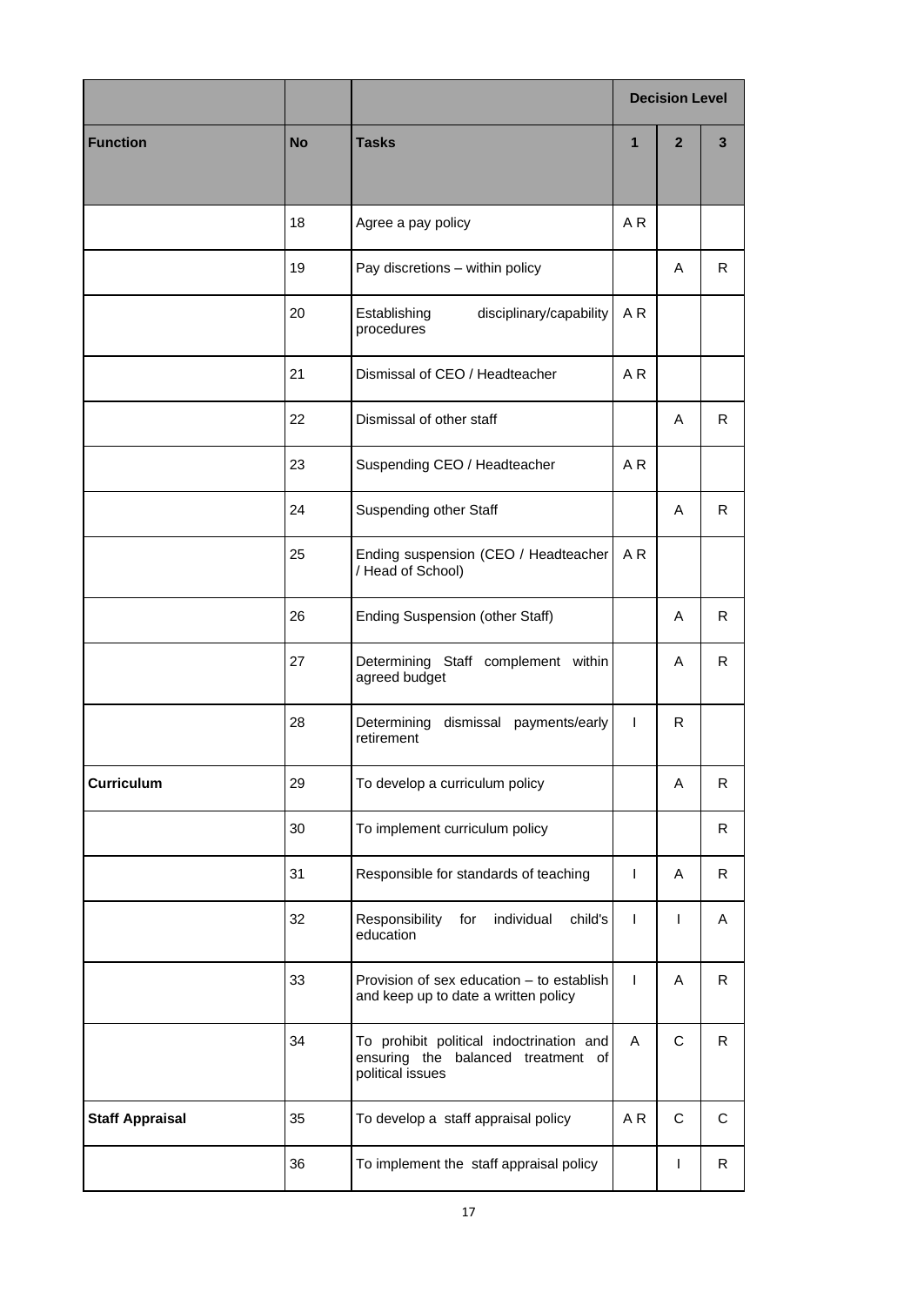| | | | Decision Level | | |
|---|---|---|---|---|---|
| **Function** | **No** | **Tasks** | **1** | **2** | **3** |
| | 18 | Agree a pay policy | A R | | |
| | 19 | Pay discretions – within policy | | A | R |
| | 20 | Establishing disciplinary/capability procedures | A R | | |
| | 21 | Dismissal of CEO / Headteacher | A R | | |
| | 22 | Dismissal of other staff | | A | R |
| | 23 | Suspending CEO / Headteacher | A R | | |
| | 24 | Suspending other Staff | | A | R |
| | 25 | Ending suspension (CEO / Headteacher / Head of School) | A R | | |
| | 26 | Ending Suspension (other Staff) | | A | R |
| | 27 | Determining Staff complement within agreed budget | | A | R |
| | 28 | Determining dismissal payments/early retirement | I | R | |
| **Curriculum** | 29 | To develop a curriculum policy | | A | R |
| | 30 | To implement curriculum policy | | | R |
| | 31 | Responsible for standards of teaching | I | A | R |
| | 32 | Responsibility for individual child's education | I | I | A |
| | 33 | Provision of sex education – to establish and keep up to date a written policy | I | A | R |
| | 34 | To prohibit political indoctrination and ensuring the balanced treatment of political issues | A | C | R |
| **Staff Appraisal** | 35 | To develop a staff appraisal policy | A R | C | C |
| | 36 | To implement the staff appraisal policy | | I | R |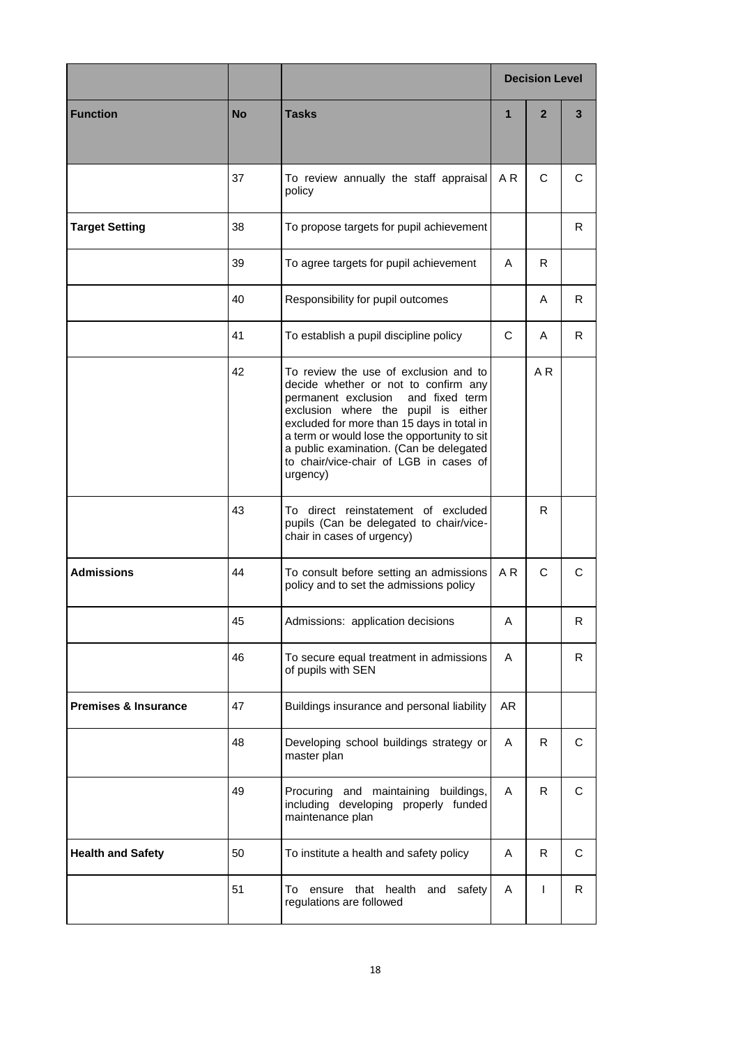| | | | Decision Level | | |
|---|---|---|---|---|---|
| **Function** | **No** | **Tasks** | **1** | **2** | **3** |
| | 37 | To review annually the staff appraisal policy | A R | C | C |
| **Target Setting** | 38 | To propose targets for pupil achievement | | | R |
| | 39 | To agree targets for pupil achievement | A | R | |
| | 40 | Responsibility for pupil outcomes | | A | R |
| | 41 | To establish a pupil discipline policy | C | A | R |
| | 42 | To review the use of exclusion and to decide whether or not to confirm any permanent exclusion and fixed term exclusion where the pupil is either excluded for more than 15 days in total in a term or would lose the opportunity to sit a public examination. (Can be delegated to chair/vice-chair of LGB in cases of urgency) | | A R | |
| | 43 | To direct reinstatement of excluded pupils (Can be delegated to chair/vice-chair in cases of urgency) | | R | |
| **Admissions** | 44 | To consult before setting an admissions policy and to set the admissions policy | A R | C | C |
| | 45 | Admissions: application decisions | A | | R |
| | 46 | To secure equal treatment in admissions of pupils with SEN | A | | R |
| **Premises & Insurance** | 47 | Buildings insurance and personal liability | AR | | |
| | 48 | Developing school buildings strategy or master plan | A | R | C |
| | 49 | Procuring and maintaining buildings, including developing properly funded maintenance plan | A | R | C |
| **Health and Safety** | 50 | To institute a health and safety policy | A | R | C |
| | 51 | To ensure that health and safety regulations are followed | A | I | R |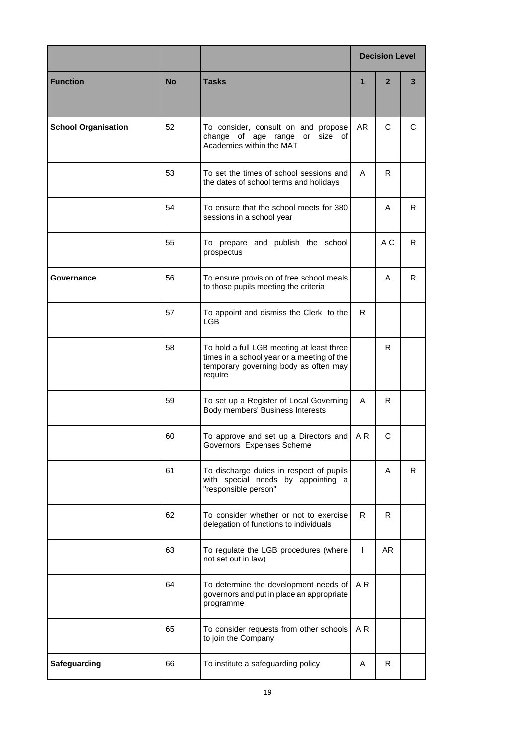| | | | Decision Level | | |
|---|---|---|---|---|---|
| **Function** | **No** | **Tasks** | **1** | **2** | **3** |
| **School Organisation** | 52 | To consider, consult on and propose change of age range or size of Academies within the MAT | AR | C | C |
| | 53 | To set the times of school sessions and the dates of school terms and holidays | A | R | |
| | 54 | To ensure that the school meets for 380 sessions in a school year | | A | R |
| | 55 | To prepare and publish the school prospectus | | A C | R |
| **Governance** | 56 | To ensure provision of free school meals to those pupils meeting the criteria | | A | R |
| | 57 | To appoint and dismiss the Clerk to the LGB | R | | |
| | 58 | To hold a full LGB meeting at least three times in a school year or a meeting of the temporary governing body as often may require | | R | |
| | 59 | To set up a Register of Local Governing Body members' Business Interests | A | R | |
| | 60 | To approve and set up a Directors and Governors Expenses Scheme | A R | C | |
| | 61 | To discharge duties in respect of pupils with special needs by appointing a "responsible person" | | A | R |
| | 62 | To consider whether or not to exercise delegation of functions to individuals | R | R | |
| | 63 | To regulate the LGB procedures (where not set out in law) | I | AR | |
| | 64 | To determine the development needs of governors and put in place an appropriate programme | A R | | |
| | 65 | To consider requests from other schools to join the Company | A R | | |
| **Safeguarding** | 66 | To institute a safeguarding policy | A | R | |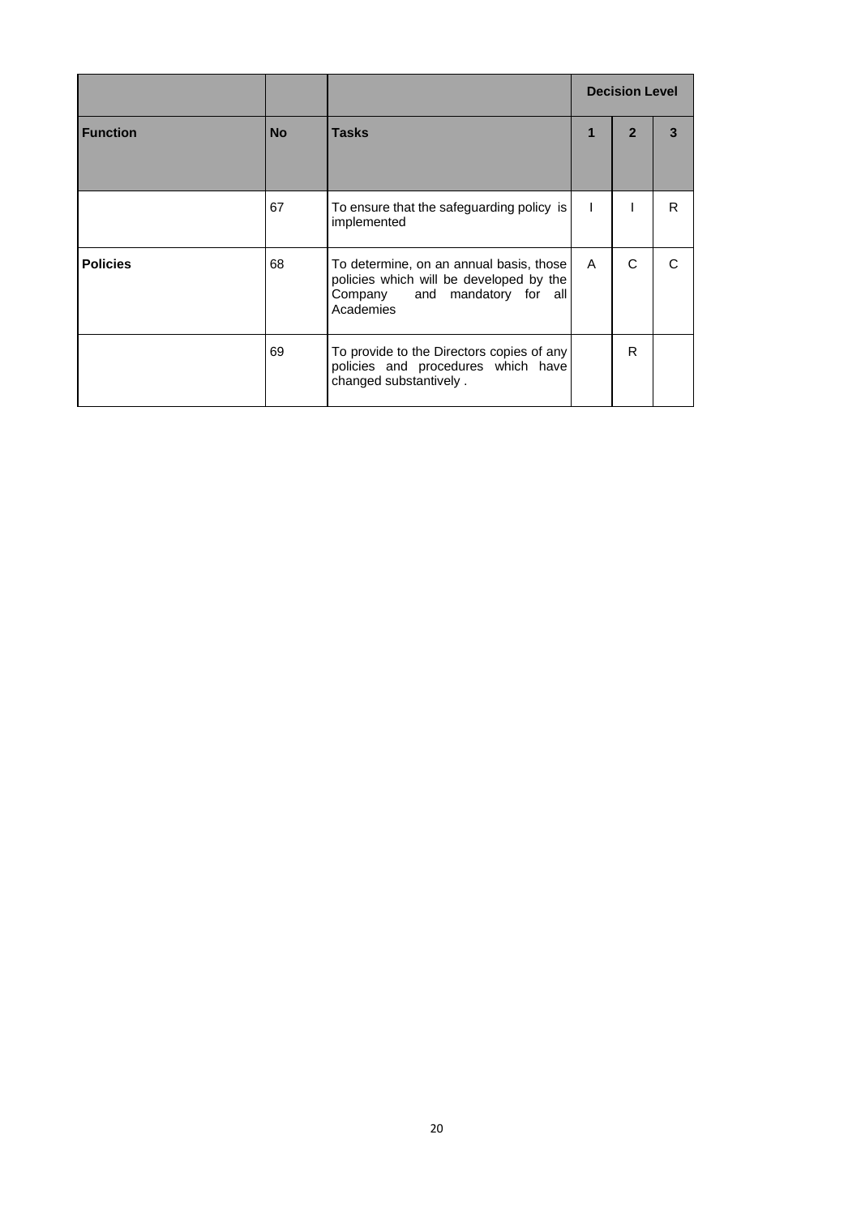| | | | Decision Level | | |
|---|---|---|---|---|---|
| **Function** | **No** | **Tasks** | **1** | **2** | **3** |
| | 67 | To ensure that the safeguarding policy is implemented | I | I | R |
| **Policies** | 68 | To determine, on an annual basis, those policies which will be developed by the Company and mandatory for all Academies | A | C | C |
| | 69 | To provide to the Directors copies of any policies and procedures which have changed substantively . | | R | |